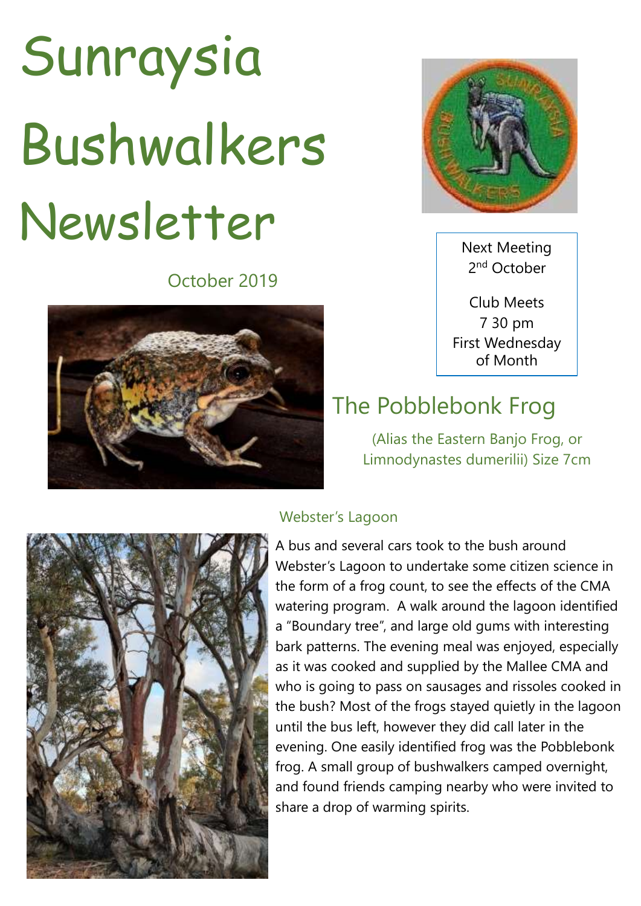# Sunraysia Bushwalkers Newsletter

October 2019

Next Meeting
2nd October

Club Meets
7 30 pm
First Wednesday of Month

## The Pobblebonk Frog

(Alias the Eastern Banjo Frog, or Limnodynastes dumerilii) Size 7cm

### Webster's Lagoon

A bus and several cars took to the bush around Webster's Lagoon to undertake some citizen science in the form of a frog count, to see the effects of the CMA watering program. A walk around the lagoon identified a "Boundary tree", and large old gums with interesting bark patterns. The evening meal was enjoyed, especially as it was cooked and supplied by the Mallee CMA and who is going to pass on sausages and rissoles cooked in the bush? Most of the frogs stayed quietly in the lagoon until the bus left, however they did call later in the evening. One easily identified frog was the Pobblebonk frog. A small group of bushwalkers camped overnight, and found friends camping nearby who were invited to share a drop of warming spirits.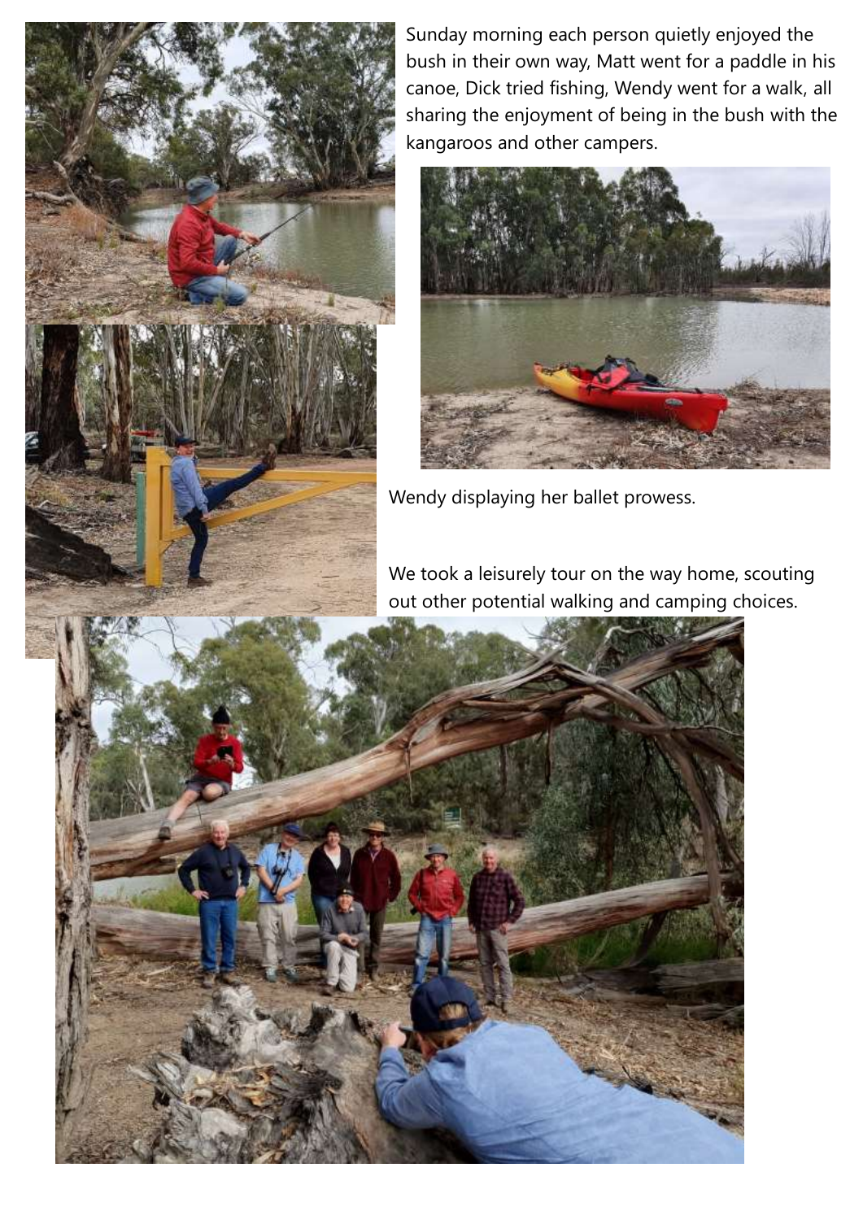Sunday morning each person quietly enjoyed the bush in their own way, Matt went for a paddle in his canoe, Dick tried fishing, Wendy went for a walk, all sharing the enjoyment of being in the bush with the kangaroos and other campers.

Wendy displaying her ballet prowess.

We took a leisurely tour on the way home, scouting out other potential walking and camping choices.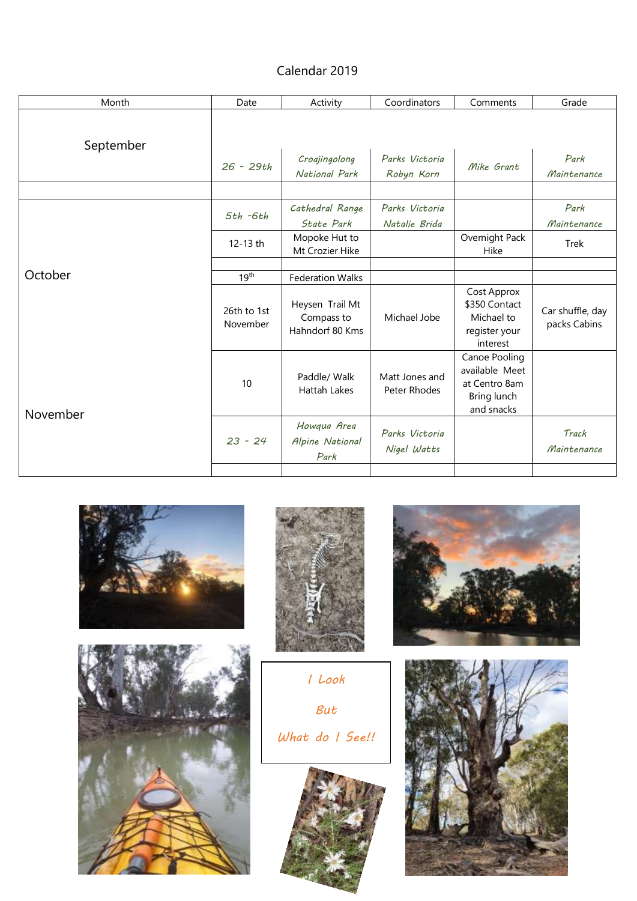# Calendar 2019

| Month | Date | Activity | Coordinators | Comments | Grade |
|---|---|---|---|---|---|
| September | 26 - 29th | Croajingolong National Park | Parks Victoria Robyn Korn | Mike Grant | Park Maintenance |
| | | | | | |
| October | 5th -6th | Cathedral Range State Park | Parks Victoria Natalie Brida | | Park Maintenance |
| | 12-13 th | Mopoke Hut to Mt Crozier Hike | | Overnight Pack Hike | Trek |
| | | | | | |
| | 19th | Federation Walks | | | |
| | 26th to 1st November | Heysen Trail Mt Compass to Hahndorf 80 Kms | Michael Jobe | Cost Approx $350 Contact Michael to register your interest | Car shuffle, day packs Cabins |
| November | 10 | Paddle/ Walk Hattah Lakes | Matt Jones and Peter Rhodes | Canoe Pooling available Meet at Centro 8am Bring lunch and snacks | |
| | 23 - 24 | Howqua Area Alpine National Park | Parks Victoria Nigel Watts | | Track Maintenance |
| | | | | | |

I Look

But

What do I See!!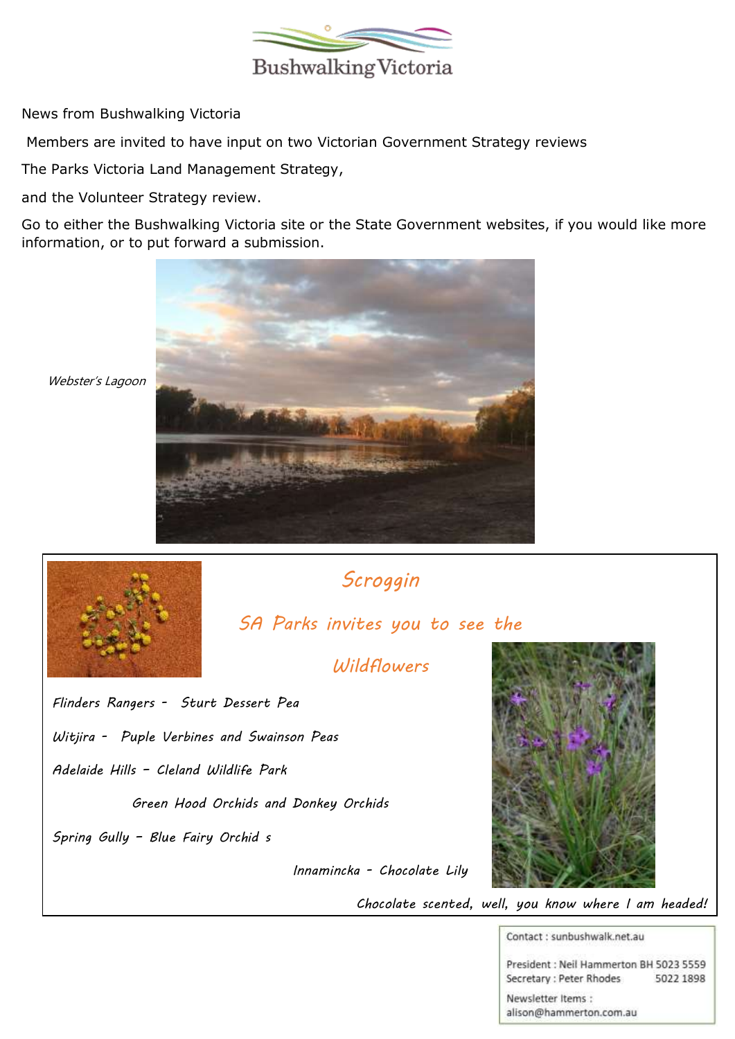Bushwalking Victoria

News from Bushwalking Victoria

Members are invited to have input on two Victorian Government Strategy reviews

The Parks Victoria Land Management Strategy,

and the Volunteer Strategy review.

Go to either the Bushwalking Victoria site or the State Government websites, if you would like more information, or to put forward a submission.

*Webster's Lagoon*

## *Scroggin*

### *SA Parks invites you to see the Wildflowers*

*Flinders Rangers - Sturt Dessert Pea*

*Witjira - Puple Verbines and Swainson Peas*

*Adelaide Hills – Cleland Wildlife Park*

*Green Hood Orchids and Donkey Orchids*

*Spring Gully – Blue Fairy Orchid s*

*Innamincka - Chocolate Lily*

*Chocolate scented, well, you know where I am headed!*

Contact : sunbushwalk.net.au

President : Neil Hammerton BH 5023 5559
Secretary : Peter Rhodes 5022 1898

Newsletter Items :
alison@hammerton.com.au